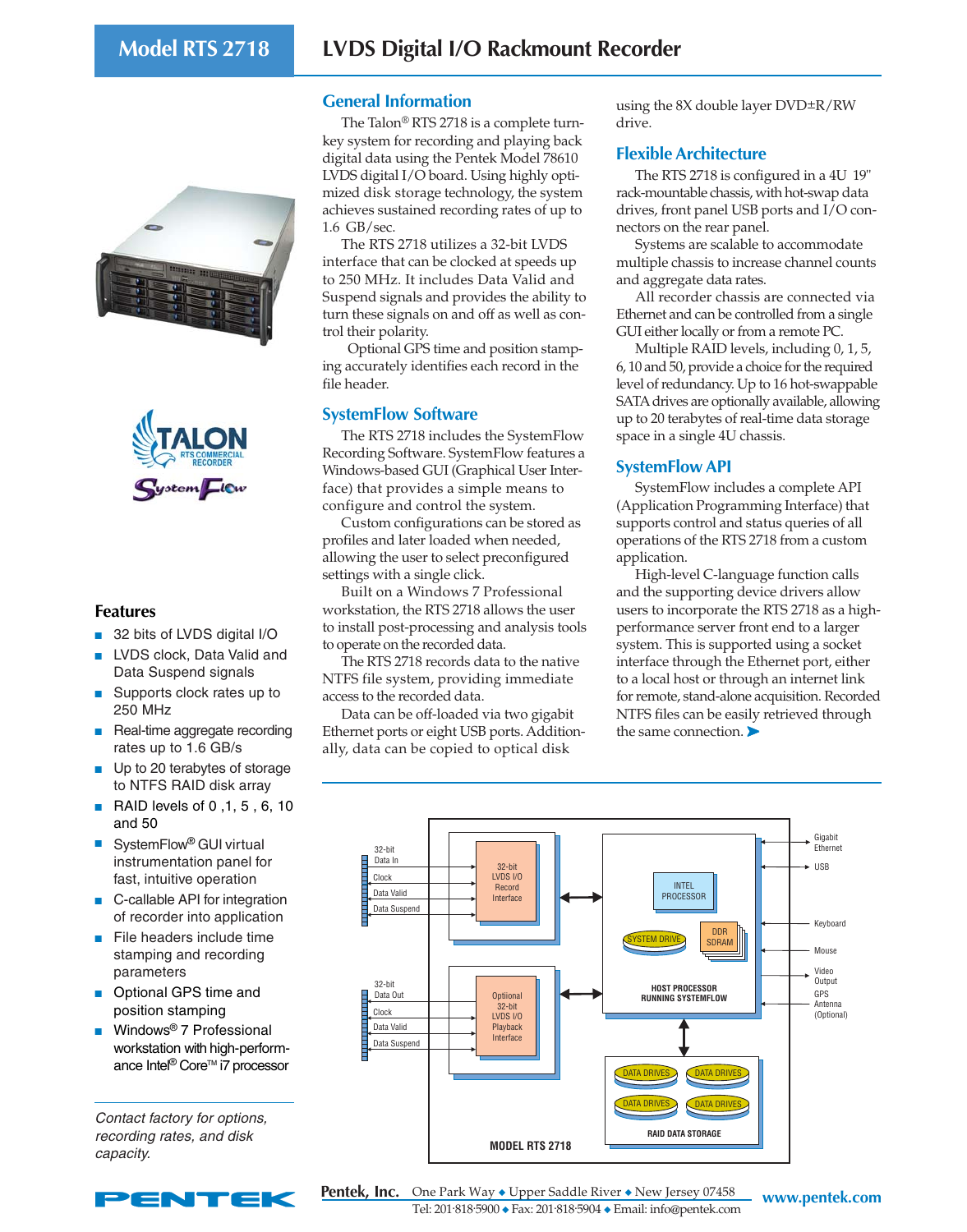# Model RTS 2718

# LVDS Digital I/O Rackmount Recorder

## General Information

The Talon® RTS 2718 is a complete turnkey system for recording and playing back digital data using the Pentek Model 78610 LVDS digital I/O board. Using highly optimized disk storage technology, the system achieves sustained recording rates of up to 1.6 GB/sec.

The RTS 2718 utilizes a 32-bit LVDS interface that can be clocked at speeds up to 250 MHz. It includes Data Valid and Suspend signals and provides the ability to turn these signals on and off as well as control their polarity.

Optional GPS time and position stamping accurately identifies each record in the file header.

## SystemFlow Software

The RTS 2718 includes the SystemFlow Recording Software. SystemFlow features a Windows-based GUI (Graphical User Interface) that provides a simple means to configure and control the system.

Custom configurations can be stored as profiles and later loaded when needed, allowing the user to select preconfigured settings with a single click.

Built on a Windows 7 Professional workstation, the RTS 2718 allows the user to install post-processing and analysis tools to operate on the recorded data.

The RTS 2718 records data to the native NTFS file system, providing immediate access to the recorded data.

Data can be off-loaded via two gigabit Ethernet ports or eight USB ports. Additionally, data can be copied to optical disk using the 8X double layer DVD±R/RW drive.

## Flexible Architecture

The RTS 2718 is configured in a 4U 19" rack-mountable chassis, with hot-swap data drives, front panel USB ports and I/O connectors on the rear panel.

Systems are scalable to accommodate multiple chassis to increase channel counts and aggregate data rates.

All recorder chassis are connected via Ethernet and can be controlled from a single GUI either locally or from a remote PC.

Multiple RAID levels, including 0, 1, 5, 6, 10 and 50, provide a choice for the required level of redundancy. Up to 16 hot-swappable SATA drives are optionally available, allowing up to 20 terabytes of real-time data storage space in a single 4U chassis.

## SystemFlow API

SystemFlow includes a complete API (Application Programming Interface) that supports control and status queries of all operations of the RTS 2718 from a custom application.

High-level C-language function calls and the supporting device drivers allow users to incorporate the RTS 2718 as a high-performance server front end to a larger system. This is supported using a socket interface through the Ethernet port, either to a local host or through an internet link for remote, stand-alone acquisition. Recorded NTFS files can be easily retrieved through the same connection. ➤

## Features

- 32 bits of LVDS digital I/O
- LVDS clock, Data Valid and Data Suspend signals
- Supports clock rates up to 250 MHz
- Real-time aggregate recording rates up to 1.6 GB/s
- Up to 20 terabytes of storage to NTFS RAID disk array
- RAID levels of 0 ,1, 5 , 6, 10 and 50
- SystemFlow® GUI virtual instrumentation panel for fast, intuitive operation
- C-callable API for integration of recorder into application
- File headers include time stamping and recording parameters
- Optional GPS time and position stamping
- Windows® 7 Professional workstation with high-performance Intel® Core™ i7 processor

*Contact factory for options, recording rates, and disk capacity.*

32-bit Data In, Clock, Data Valid, Data Suspend → 32-bit LVDS I/O Record Interface

32-bit Data Out, Clock, Data Valid, Data Suspend ← Optional 32-bit LVDS I/O Playback Interface

HOST PROCESSOR RUNNING SYSTEMFLOW: INTEL PROCESSOR, SYSTEM DRIVE, DDR SDRAM — Gigabit Ethernet, USB, Keyboard, Mouse, Video Output, GPS Antenna (Optional)

RAID DATA STORAGE: DATA DRIVES

MODEL RTS 2718

**Pentek, Inc.** One Park Way ◆ Upper Saddle River ◆ New Jersey 07458
Tel: 201·818·5900 ◆ Fax: 201·818·5904 ◆ Email: info@pentek.com
www.pentek.com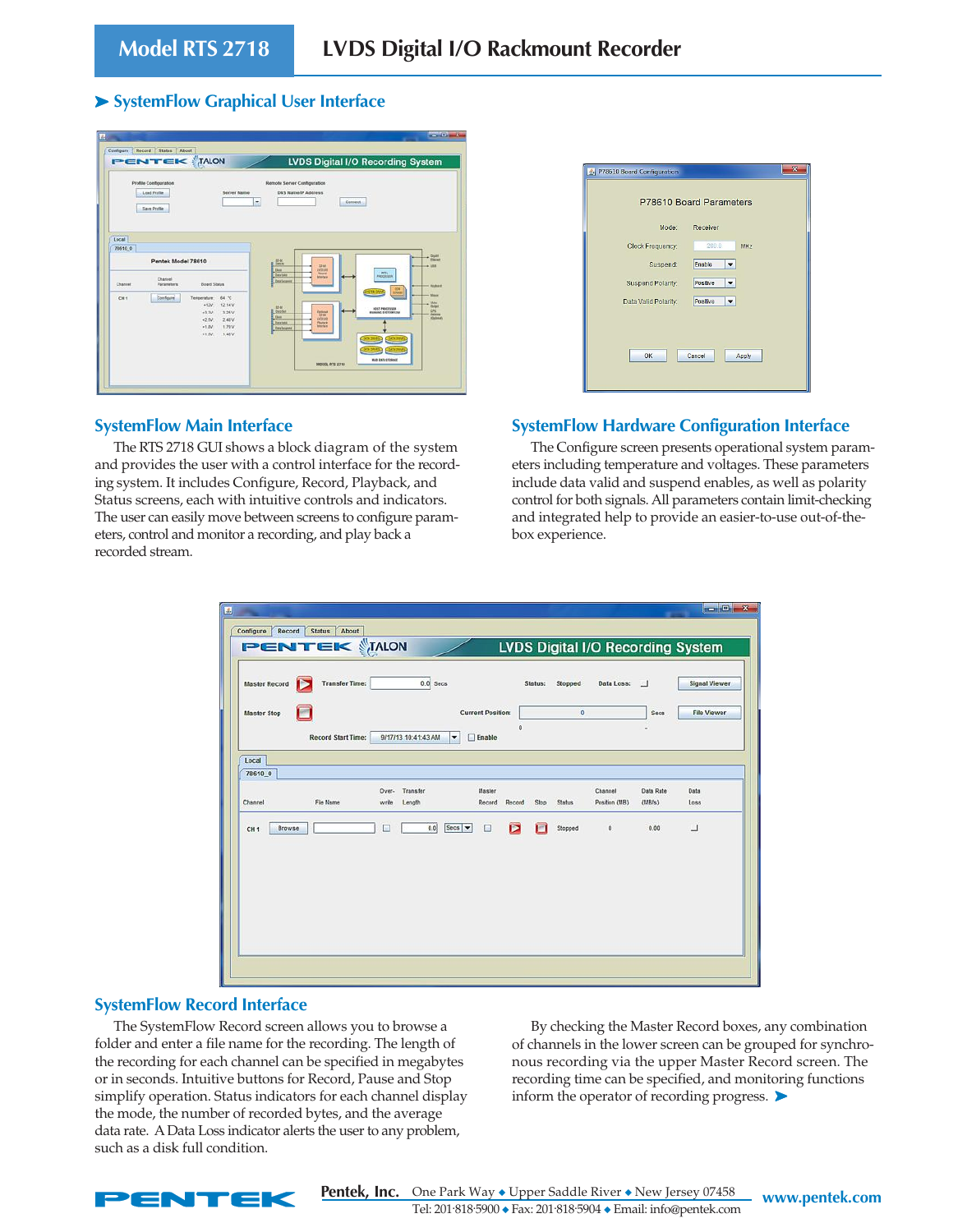## SystemFlow Graphical User Interface

### SystemFlow Main Interface

The RTS 2718 GUI shows a block diagram of the system and provides the user with a control interface for the recording system. It includes Configure, Record, Playback, and Status screens, each with intuitive controls and indicators. The user can easily move between screens to configure parameters, control and monitor a recording, and play back a recorded stream.

### SystemFlow Hardware Configuration Interface

The Configure screen presents operational system parameters including temperature and voltages. These parameters include data valid and suspend enables, as well as polarity control for both signals. All parameters contain limit-checking and integrated help to provide an easier-to-use out-of-the-box experience.

### SystemFlow Record Interface

The SystemFlow Record screen allows you to browse a folder and enter a file name for the recording. The length of the recording for each channel can be specified in megabytes or in seconds. Intuitive buttons for Record, Pause and Stop simplify operation. Status indicators for each channel display the mode, the number of recorded bytes, and the average data rate. A Data Loss indicator alerts the user to any problem, such as a disk full condition.

By checking the Master Record boxes, any combination of channels in the lower screen can be grouped for synchronous recording via the upper Master Record screen. The recording time can be specified, and monitoring functions inform the operator of recording progress. ➤

**Pentek, Inc.** One Park Way ◆ Upper Saddle River ◆ New Jersey 07458
Tel: 201·818·5900 ◆ Fax: 201·818·5904 ◆ Email: info@pentek.com
www.pentek.com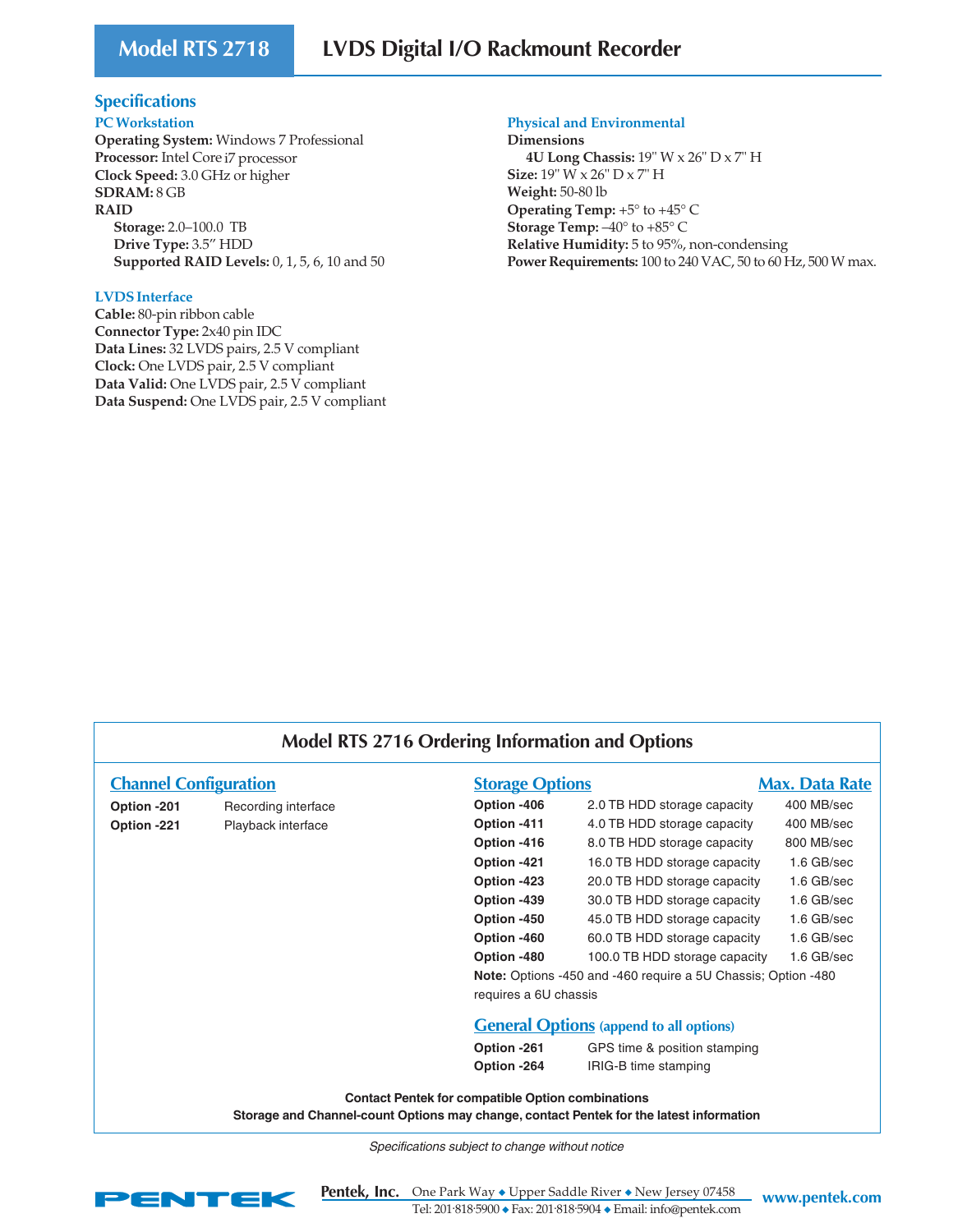# Model RTS 2718 LVDS Digital I/O Rackmount Recorder

## Specifications

### PC Workstation

**Operating System:** Windows 7 Professional
**Processor:** Intel Core i7 processor
**Clock Speed:** 3.0 GHz or higher
**SDRAM:** 8 GB
**RAID**
- **Storage:** 2.0–100.0 TB
- **Drive Type:** 3.5" HDD
- **Supported RAID Levels:** 0, 1, 5, 6, 10 and 50

### LVDS Interface

**Cable:** 80-pin ribbon cable
**Connector Type:** 2x40 pin IDC
**Data Lines:** 32 LVDS pairs, 2.5 V compliant
**Clock:** One LVDS pair, 2.5 V compliant
**Data Valid:** One LVDS pair, 2.5 V compliant
**Data Suspend:** One LVDS pair, 2.5 V compliant

### Physical and Environmental

**Dimensions**
- **4U Long Chassis:** 19" W x 26" D x 7" H

**Size:** 19" W x 26" D x 7" H
**Weight:** 50-80 lb
**Operating Temp:** +5° to +45° C
**Storage Temp:** –40° to +85° C
**Relative Humidity:** 5 to 95%, non-condensing
**Power Requirements:** 100 to 240 VAC, 50 to 60 Hz, 500 W max.

## Model RTS 2716 Ordering Information and Options

### Channel Configuration

| | |
|---|---|
| **Option -201** | Recording interface |
| **Option -221** | Playback interface |

### Storage Options

| | Storage Options | Max. Data Rate |
|---|---|---|
| **Option -406** | 2.0 TB HDD storage capacity | 400 MB/sec |
| **Option -411** | 4.0 TB HDD storage capacity | 400 MB/sec |
| **Option -416** | 8.0 TB HDD storage capacity | 800 MB/sec |
| **Option -421** | 16.0 TB HDD storage capacity | 1.6 GB/sec |
| **Option -423** | 20.0 TB HDD storage capacity | 1.6 GB/sec |
| **Option -439** | 30.0 TB HDD storage capacity | 1.6 GB/sec |
| **Option -450** | 45.0 TB HDD storage capacity | 1.6 GB/sec |
| **Option -460** | 60.0 TB HDD storage capacity | 1.6 GB/sec |
| **Option -480** | 100.0 TB HDD storage capacity | 1.6 GB/sec |

**Note:** Options -450 and -460 require a 5U Chassis; Option -480 requires a 6U chassis

### General Options (append to all options)

| | |
|---|---|
| **Option -261** | GPS time & position stamping |
| **Option -264** | IRIG-B time stamping |

**Contact Pentek for compatible Option combinations**
**Storage and Channel-count Options may change, contact Pentek for the latest information**

*Specifications subject to change without notice*

PENTEK

**Pentek, Inc.** One Park Way ◆ Upper Saddle River ◆ New Jersey 07458
Tel: 201·818·5900 ◆ Fax: 201·818·5904 ◆ Email: info@pentek.com

**www.pentek.com**